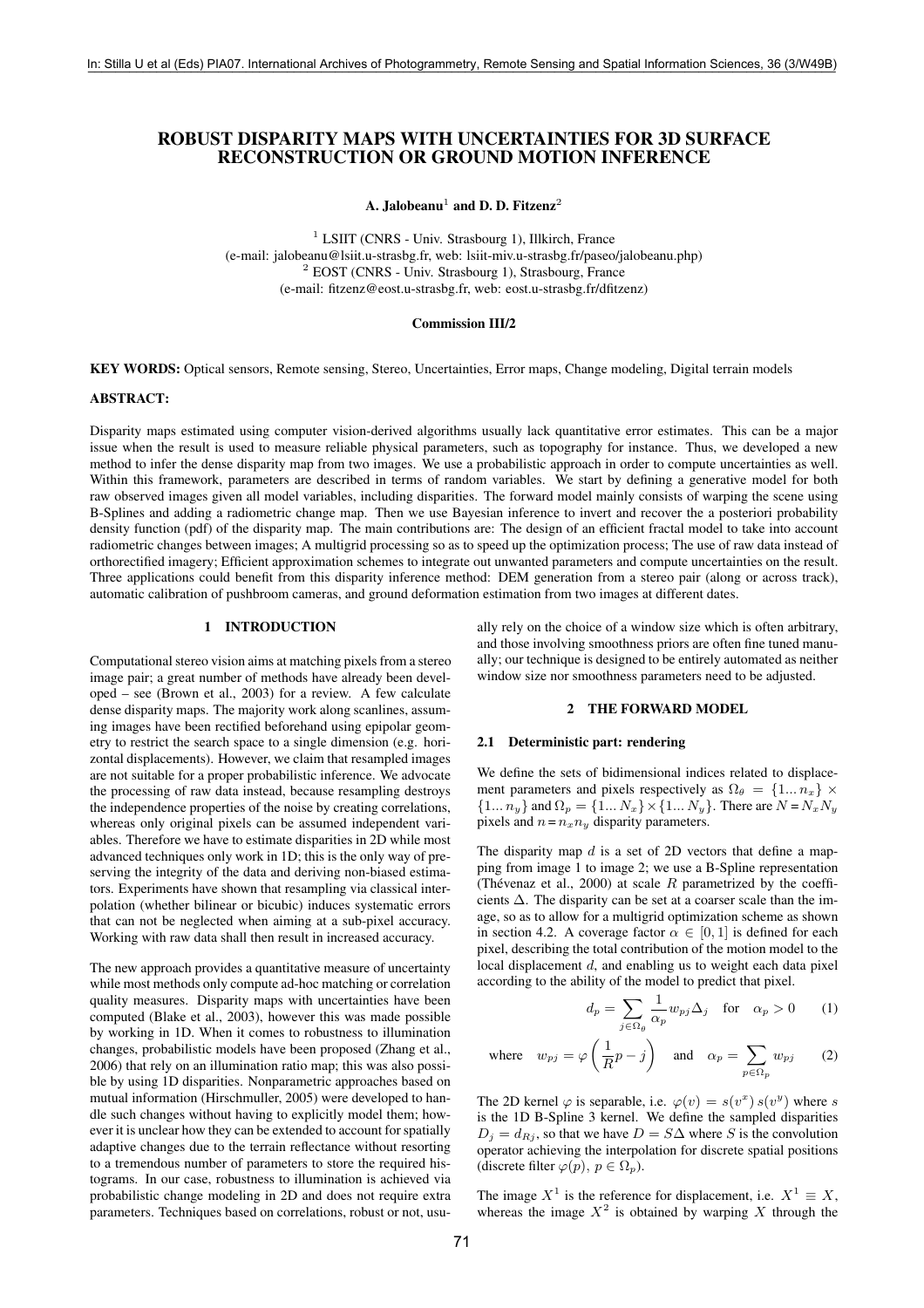# ROBUST DISPARITY MAPS WITH UNCERTAINTIES FOR 3D SURFACE RECONSTRUCTION OR GROUND MOTION INFERENCE

**A. Jalobeanu[1] and D. D. Fitzenz[2]**

[1] LSIIT (CNRS - Univ. Strasbourg 1), Illkirch, France
(e-mail: jalobeanu@lsiit.u-strasbg.fr, web: lsiit-miv.u-strasbg.fr/paseo/jalobeanu.php)
[2] EOST (CNRS - Univ. Strasbourg 1), Strasbourg, France
(e-mail: fitzenz@eost.u-strasbg.fr, web: eost.u-strasbg.fr/dfitzenz)

**Commission III/2**

**KEY WORDS:** Optical sensors, Remote sensing, Stereo, Uncertainties, Error maps, Change modeling, Digital terrain models

**ABSTRACT:**

Disparity maps estimated using computer vision-derived algorithms usually lack quantitative error estimates. This can be a major issue when the result is used to measure reliable physical parameters, such as topography for instance. Thus, we developed a new method to infer the dense disparity map from two images. We use a probabilistic approach in order to compute uncertainties as well. Within this framework, parameters are described in terms of random variables. We start by defining a generative model for both raw observed images given all model variables, including disparities. The forward model mainly consists of warping the scene using B-Splines and adding a radiometric change map. Then we use Bayesian inference to invert and recover the a posteriori probability density function (pdf) of the disparity map. The main contributions are: The design of an efficient fractal model to take into account radiometric changes between images; A multigrid processing so as to speed up the optimization process; The use of raw data instead of orthorectified imagery; Efficient approximation schemes to integrate out unwanted parameters and compute uncertainties on the result. Three applications could benefit from this disparity inference method: DEM generation from a stereo pair (along or across track), automatic calibration of pushbroom cameras, and ground deformation estimation from two images at different dates.

## 1 INTRODUCTION

Computational stereo vision aims at matching pixels from a stereo image pair; a great number of methods have already been developed – see (Brown et al., 2003) for a review. A few calculate dense disparity maps. The majority work along scanlines, assuming images have been rectified beforehand using epipolar geometry to restrict the search space to a single dimension (e.g. horizontal displacements). However, we claim that resampled images are not suitable for a proper probabilistic inference. We advocate the processing of raw data instead, because resampling destroys the independence properties of the noise by creating correlations, whereas only original pixels can be assumed independent variables. Therefore we have to estimate disparities in 2D while most advanced techniques only work in 1D; this is the only way of preserving the integrity of the data and deriving non-biased estimators. Experiments have shown that resampling via classical interpolation (whether bilinear or bicubic) induces systematic errors that can not be neglected when aiming at a sub-pixel accuracy. Working with raw data shall then result in increased accuracy.

The new approach provides a quantitative measure of uncertainty while most methods only compute ad-hoc matching or correlation quality measures. Disparity maps with uncertainties have been computed (Blake et al., 2003), however this was made possible by working in 1D. When it comes to robustness to illumination changes, probabilistic models have been proposed (Zhang et al., 2006) that rely on an illumination ratio map; this was also possible by using 1D disparities. Nonparametric approaches based on mutual information (Hirschmuller, 2005) were developed to handle such changes without having to explicitly model them; however it is unclear how they can be extended to account for spatially adaptive changes due to the terrain reflectance without resorting to a tremendous number of parameters to store the required histograms. In our case, robustness to illumination is achieved via probabilistic change modeling in 2D and does not require extra parameters. Techniques based on correlations, robust or not, usually rely on the choice of a window size which is often arbitrary, and those involving smoothness priors are often fine tuned manually; our technique is designed to be entirely automated as neither window size nor smoothness parameters need to be adjusted.

## 2 THE FORWARD MODEL

### 2.1 Deterministic part: rendering

We define the sets of bidimensional indices related to displacement parameters and pixels respectively as $\Omega_\theta = \{1 \dots n_x\} \times \{1 \dots n_y\}$ and $\Omega_p = \{1 \dots N_x\} \times \{1 \dots N_y\}$. There are $N = N_x N_y$ pixels and $n = n_x n_y$ disparity parameters.

The disparity map $d$ is a set of 2D vectors that define a mapping from image 1 to image 2; we use a B-Spline representation (Thévenaz et al., 2000) at scale $R$ parametrized by the coefficients $\Delta$. The disparity can be set at a coarser scale than the image, so as to allow for a multigrid optimization scheme as shown in section 4.2. A coverage factor $\alpha \in [0, 1]$ is defined for each pixel, describing the total contribution of the motion model to the local displacement $d$, and enabling us to weight each data pixel according to the ability of the model to predict that pixel.

$$d_p = \sum_{j \in \Omega_\theta} \frac{1}{\alpha_p} w_{pj} \Delta_j \quad \text{for} \quad \alpha_p > 0 \qquad (1)$$

$$\text{where} \quad w_{pj} = \varphi\left(\frac{1}{R} p - j\right) \quad \text{and} \quad \alpha_p = \sum_{p \in \Omega_p} w_{pj} \qquad (2)$$

The 2D kernel $\varphi$ is separable, i.e. $\varphi(v) = s(v^x)\, s(v^y)$ where $s$ is the 1D B-Spline 3 kernel. We define the sampled disparities $D_j = d_{Rj}$, so that we have $D = S\Delta$ where $S$ is the convolution operator achieving the interpolation for discrete spatial positions (discrete filter $\varphi(p)$, $p \in \Omega_p$).

The image $X^1$ is the reference for displacement, i.e. $X^1 \equiv X$, whereas the image $X^2$ is obtained by warping $X$ through the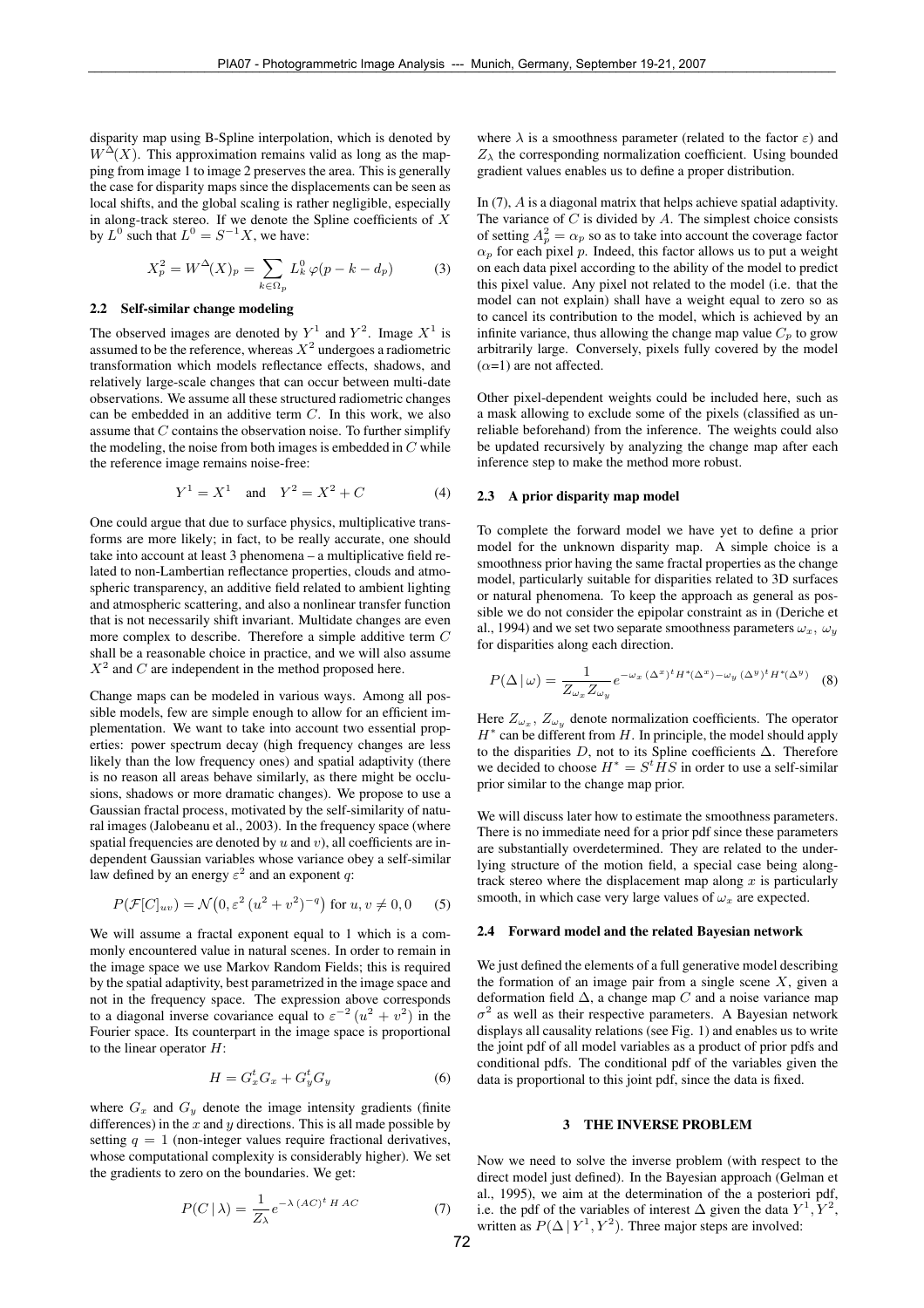disparity map using B-Spline interpolation, which is denoted by $W^{\Delta}(X)$. This approximation remains valid as long as the mapping from image 1 to image 2 preserves the area. This is generally the case for disparity maps since the displacements can be seen as local shifts, and the global scaling is rather negligible, especially in along-track stereo. If we denote the Spline coefficients of $X$ by $L^0$ such that $L^0 = S^{-1}X$, we have:

$$X_p^2 = W^{\Delta}(X)_p = \sum_{k \in \Omega_p} L_k^0 \, \varphi(p - k - d_p) \tag{3}$$

### 2.2 Self-similar change modeling

The observed images are denoted by $Y^1$ and $Y^2$. Image $X^1$ is assumed to be the reference, whereas $X^2$ undergoes a radiometric transformation which models reflectance effects, shadows, and relatively large-scale changes that can occur between multi-date observations. We assume all these structured radiometric changes can be embedded in an additive term $C$. In this work, we also assume that $C$ contains the observation noise. To further simplify the modeling, the noise from both images is embedded in $C$ while the reference image remains noise-free:

$$Y^1 = X^1 \quad \text{and} \quad Y^2 = X^2 + C \tag{4}$$

One could argue that due to surface physics, multiplicative transforms are more likely; in fact, to be really accurate, one should take into account at least 3 phenomena – a multiplicative field related to non-Lambertian reflectance properties, clouds and atmospheric transparency, an additive field related to ambient lighting and atmospheric scattering, and also a nonlinear transfer function that is not necessarily shift invariant. Multidate changes are even more complex to describe. Therefore a simple additive term $C$ shall be a reasonable choice in practice, and we will also assume $X^2$ and $C$ are independent in the method proposed here.

Change maps can be modeled in various ways. Among all possible models, few are simple enough to allow for an efficient implementation. We want to take into account two essential properties: power spectrum decay (high frequency changes are less likely than the low frequency ones) and spatial adaptivity (there is no reason all areas behave similarly, as there might be occlusions, shadows or more dramatic changes). We propose to use a Gaussian fractal process, motivated by the self-similarity of natural images (Jalobeanu et al., 2003). In the frequency space (where spatial frequencies are denoted by $u$ and $v$), all coefficients are independent Gaussian variables whose variance obey a self-similar law defined by an energy $\varepsilon^2$ and an exponent $q$:

$$P(\mathcal{F}[C]_{uv}) = \mathcal{N}\big(0, \varepsilon^2 \, (u^2 + v^2)^{-q}\big) \text{ for } u, v \neq 0, 0 \tag{5}$$

We will assume a fractal exponent equal to 1 which is a commonly encountered value in natural scenes. In order to remain in the image space we use Markov Random Fields; this is required by the spatial adaptivity, best parametrized in the image space and not in the frequency space. The expression above corresponds to a diagonal inverse covariance equal to $\varepsilon^{-2}\,(u^2 + v^2)$ in the Fourier space. Its counterpart in the image space is proportional to the linear operator $H$:

$$H = G_x^t G_x + G_y^t G_y \tag{6}$$

where $G_x$ and $G_y$ denote the image intensity gradients (finite differences) in the $x$ and $y$ directions. This is all made possible by setting $q = 1$ (non-integer values require fractional derivatives, whose computational complexity is considerably higher). We set the gradients to zero on the boundaries. We get:

$$P(C \,|\, \lambda) = \frac{1}{Z_\lambda} e^{-\lambda \, (AC)^t \, H \, AC} \tag{7}$$

where $\lambda$ is a smoothness parameter (related to the factor $\varepsilon$) and $Z_\lambda$ the corresponding normalization coefficient. Using bounded gradient values enables us to define a proper distribution.

In (7), $A$ is a diagonal matrix that helps achieve spatial adaptivity. The variance of $C$ is divided by $A$. The simplest choice consists of setting $A_p^2 = \alpha_p$ so as to take into account the coverage factor $\alpha_p$ for each pixel $p$. Indeed, this factor allows us to put a weight on each data pixel according to the ability of the model to predict this pixel value. Any pixel not related to the model (i.e. that the model can not explain) shall have a weight equal to zero so as to cancel its contribution to the model, which is achieved by an infinite variance, thus allowing the change map value $C_p$ to grow arbitrarily large. Conversely, pixels fully covered by the model ($\alpha$=1) are not affected.

Other pixel-dependent weights could be included here, such as a mask allowing to exclude some of the pixels (classified as unreliable beforehand) from the inference. The weights could also be updated recursively by analyzing the change map after each inference step to make the method more robust.

### 2.3 A prior disparity map model

To complete the forward model we have yet to define a prior model for the unknown disparity map. A simple choice is a smoothness prior having the same fractal properties as the change model, particularly suitable for disparities related to 3D surfaces or natural phenomena. To keep the approach as general as possible we do not consider the epipolar constraint as in (Deriche et al., 1994) and we set two separate smoothness parameters $\omega_x$, $\omega_y$ for disparities along each direction.

$$P(\Delta \,|\, \omega) = \frac{1}{Z_{\omega_x} Z_{\omega_y}} e^{-\omega_x \, (\Delta^x)^t H^* (\Delta^x) - \omega_y \, (\Delta^y)^t H^* (\Delta^y)} \tag{8}$$

Here $Z_{\omega_x}$, $Z_{\omega_y}$ denote normalization coefficients. The operator $H^*$ can be different from $H$. In principle, the model should apply to the disparities $D$, not to its Spline coefficients $\Delta$. Therefore we decided to choose $H^* = S^t H S$ in order to use a self-similar prior similar to the change map prior.

We will discuss later how to estimate the smoothness parameters. There is no immediate need for a prior pdf since these parameters are substantially overdetermined. They are related to the underlying structure of the motion field, a special case being along-track stereo where the displacement map along $x$ is particularly smooth, in which case very large values of $\omega_x$ are expected.

### 2.4 Forward model and the related Bayesian network

We just defined the elements of a full generative model describing the formation of an image pair from a single scene $X$, given a deformation field $\Delta$, a change map $C$ and a noise variance map $\sigma^2$ as well as their respective parameters. A Bayesian network displays all causality relations (see Fig. 1) and enables us to write the joint pdf of all model variables as a product of prior pdfs and conditional pdfs. The conditional pdf of the variables given the data is proportional to this joint pdf, since the data is fixed.

## 3 THE INVERSE PROBLEM

Now we need to solve the inverse problem (with respect to the direct model just defined). In the Bayesian approach (Gelman et al., 1995), we aim at the determination of the a posteriori pdf, i.e. the pdf of the variables of interest $\Delta$ given the data $Y^1, Y^2$, written as $P(\Delta \,|\, Y^1, Y^2)$. Three major steps are involved: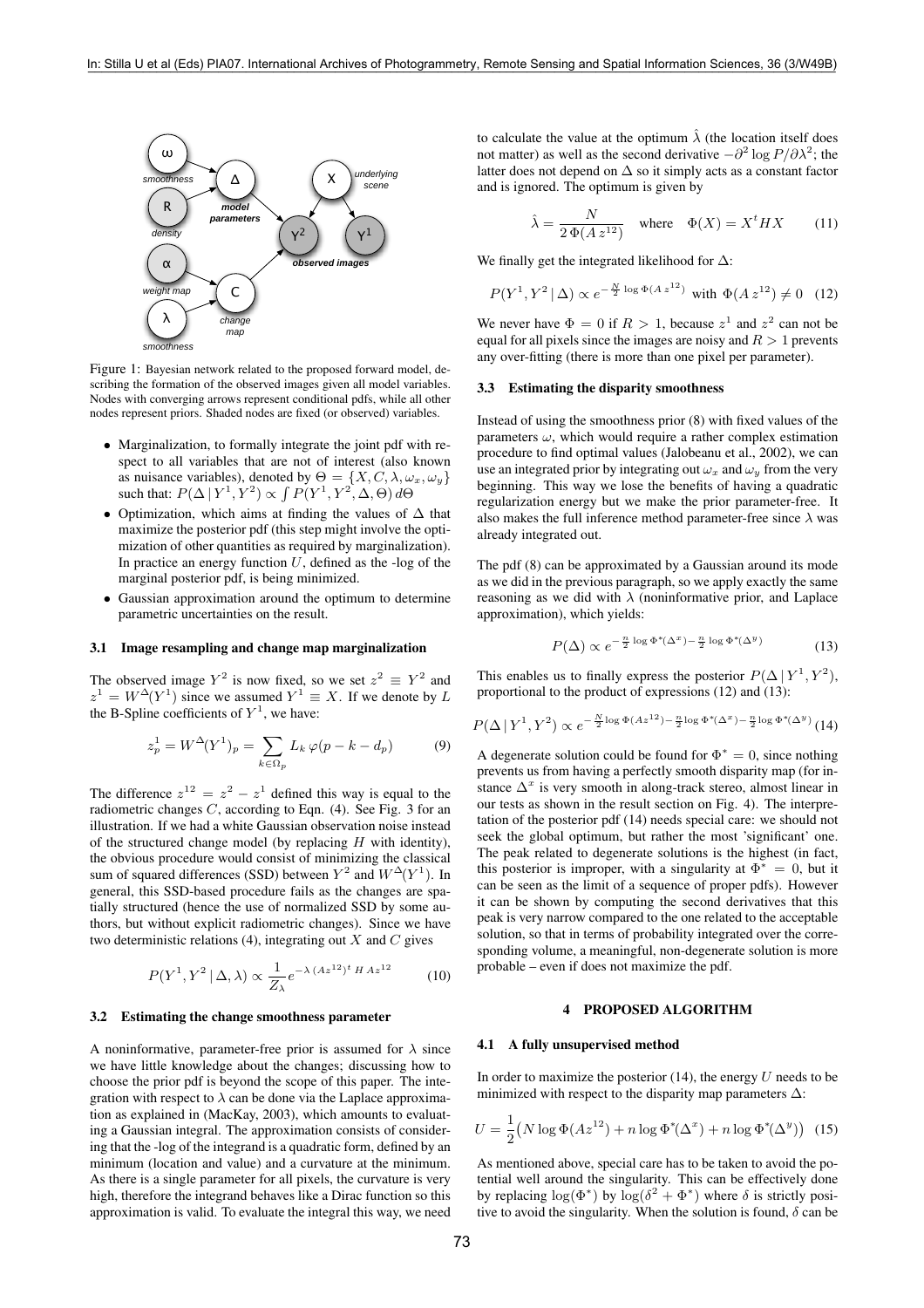Figure 1: Bayesian network related to the proposed forward model, describing the formation of the observed images given all model variables. Nodes with converging arrows represent conditional pdfs, while all other nodes represent priors. Shaded nodes are fixed (or observed) variables.

- Marginalization, to formally integrate the joint pdf with respect to all variables that are not of interest (also known as nuisance variables), denoted by $\Theta = \{X, C, \lambda, \omega_x, \omega_y\}$ such that: $P(\Delta \,|\, Y^1, Y^2) \propto \int P(Y^1, Y^2, \Delta, \Theta)\, d\Theta$
- Optimization, which aims at finding the values of $\Delta$ that maximize the posterior pdf (this step might involve the optimization of other quantities as required by marginalization). In practice an energy function $U$, defined as the -log of the marginal posterior pdf, is being minimized.
- Gaussian approximation around the optimum to determine parametric uncertainties on the result.

### 3.1 Image resampling and change map marginalization

The observed image $Y^2$ is now fixed, so we set $z^2 \equiv Y^2$ and $z^1 = W^\Delta(Y^1)$ since we assumed $Y^1 \equiv X$. If we denote by $L$ the B-Spline coefficients of $Y^1$, we have:

$$z^1_p = W^\Delta(Y^1)_p = \sum_{k \in \Omega_p} L_k\, \varphi(p - k - d_p) \tag{9}$$

The difference $z^{12} = z^2 - z^1$ defined this way is equal to the radiometric changes $C$, according to Eqn. (4). See Fig. 3 for an illustration. If we had a white Gaussian observation noise instead of the structured change model (by replacing $H$ with identity), the obvious procedure would consist of minimizing the classical sum of squared differences (SSD) between $Y^2$ and $W^\Delta(Y^1)$. In general, this SSD-based procedure fails as the changes are spatially structured (hence the use of normalized SSD by some authors, but without explicit radiometric changes). Since we have two deterministic relations (4), integrating out $X$ and $C$ gives

$$P(Y^1, Y^2 \,|\, \Delta, \lambda) \propto \frac{1}{Z_\lambda} e^{-\lambda\, (Az^{12})^t\, H\, Az^{12}} \tag{10}$$

### 3.2 Estimating the change smoothness parameter

A noninformative, parameter-free prior is assumed for $\lambda$ since we have little knowledge about the changes; discussing how to choose the prior pdf is beyond the scope of this paper. The integration with respect to $\lambda$ can be done via the Laplace approximation as explained in (MacKay, 2003), which amounts to evaluating a Gaussian integral. The approximation consists of considering that the -log of the integrand is a quadratic form, defined by an minimum (location and value) and a curvature at the minimum. As there is a single parameter for all pixels, the curvature is very high, therefore the integrand behaves like a Dirac function so this approximation is valid. To evaluate the integral this way, we need to calculate the value at the optimum $\hat{\lambda}$ (the location itself does not matter) as well as the second derivative $-\partial^2 \log P / \partial \lambda^2$; the latter does not depend on $\Delta$ so it simply acts as a constant factor and is ignored. The optimum is given by

$$\hat{\lambda} = \frac{N}{2\, \Phi(A\, z^{12})} \quad \text{where} \quad \Phi(X) = X^t H X \tag{11}$$

We finally get the integrated likelihood for $\Delta$:

$$P(Y^1, Y^2 \,|\, \Delta) \propto e^{-\frac{N}{2} \log \Phi(A\, z^{12})} \;\; \text{with} \;\; \Phi(A\, z^{12}) \neq 0 \tag{12}$$

We never have $\Phi = 0$ if $R > 1$, because $z^1$ and $z^2$ can not be equal for all pixels since the images are noisy and $R > 1$ prevents any over-fitting (there is more than one pixel per parameter).

### 3.3 Estimating the disparity smoothness

Instead of using the smoothness prior (8) with fixed values of the parameters $\omega$, which would require a rather complex estimation procedure to find optimal values (Jalobeanu et al., 2002), we can use an integrated prior by integrating out $\omega_x$ and $\omega_y$ from the very beginning. This way we lose the benefits of having a quadratic regularization energy but we make the prior parameter-free. It also makes the full inference method parameter-free since $\lambda$ was already integrated out.

The pdf (8) can be approximated by a Gaussian around its mode as we did in the previous paragraph, so we apply exactly the same reasoning as we did with $\lambda$ (noninformative prior, and Laplace approximation), which yields:

$$P(\Delta) \propto e^{-\frac{n}{2} \log \Phi^*(\Delta^x) - \frac{n}{2} \log \Phi^*(\Delta^y)} \tag{13}$$

This enables us to finally express the posterior $P(\Delta \,|\, Y^1, Y^2)$, proportional to the product of expressions (12) and (13):

$$P(\Delta \,|\, Y^1, Y^2) \propto e^{-\frac{N}{2} \log \Phi(A z^{12}) - \frac{n}{2} \log \Phi^*(\Delta^x) - \frac{n}{2} \log \Phi^*(\Delta^y)} \tag{14}$$

A degenerate solution could be found for $\Phi^* = 0$, since nothing prevents us from having a perfectly smooth disparity map (for instance $\Delta^x$ is very smooth in along-track stereo, almost linear in our tests as shown in the result section on Fig. 4). The interpretation of the posterior pdf (14) needs special care: we should not seek the global optimum, but rather the most 'significant' one. The peak related to degenerate solutions is the highest (in fact, this posterior is improper, with a singularity at $\Phi^* = 0$, but it can be seen as the limit of a sequence of proper pdfs). However it can be shown by computing the second derivatives that this peak is very narrow compared to the one related to the acceptable solution, so that in terms of probability integrated over the corresponding volume, a meaningful, non-degenerate solution is more probable – even if does not maximize the pdf.

## 4 PROPOSED ALGORITHM

### 4.1 A fully unsupervised method

In order to maximize the posterior (14), the energy $U$ needs to be minimized with respect to the disparity map parameters $\Delta$:

$$U = \frac{1}{2}\big(N \log \Phi(Az^{12}) + n \log \Phi^*(\Delta^x) + n \log \Phi^*(\Delta^y)\big) \tag{15}$$

As mentioned above, special care has to be taken to avoid the potential well around the singularity. This can be effectively done by replacing $\log(\Phi^*)$ by $\log(\delta^2 + \Phi^*)$ where $\delta$ is strictly positive to avoid the singularity. When the solution is found, $\delta$ can be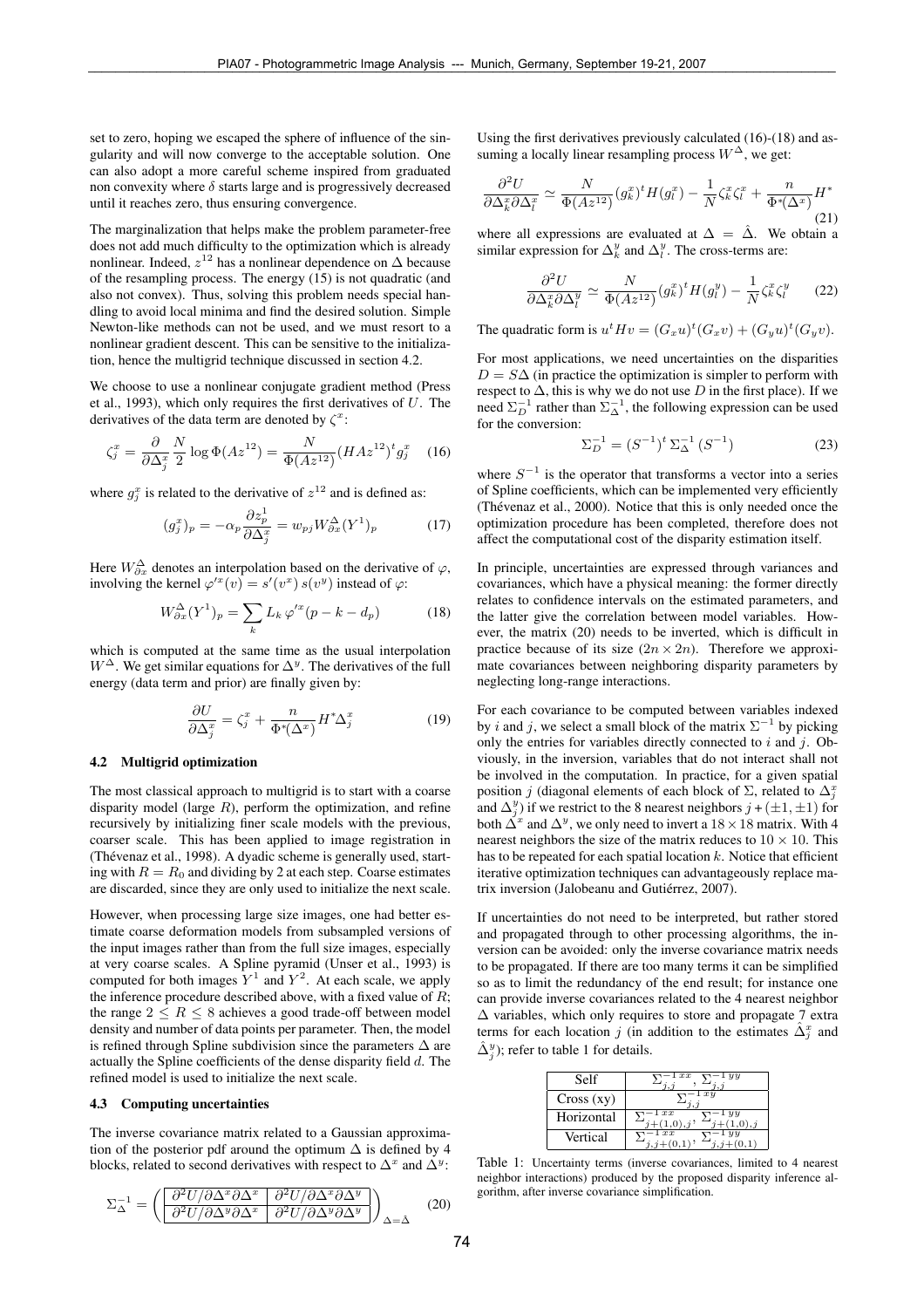set to zero, hoping we escaped the sphere of influence of the singularity and will now converge to the acceptable solution. One can also adopt a more careful scheme inspired from graduated non convexity where $\delta$ starts large and is progressively decreased until it reaches zero, thus ensuring convergence.

The marginalization that helps make the problem parameter-free does not add much difficulty to the optimization which is already nonlinear. Indeed, $z^{12}$ has a nonlinear dependence on $\Delta$ because of the resampling process. The energy (15) is not quadratic (and also not convex). Thus, solving this problem needs special handling to avoid local minima and find the desired solution. Simple Newton-like methods can not be used, and we must resort to a nonlinear gradient descent. This can be sensitive to the initialization, hence the multigrid technique discussed in section 4.2.

We choose to use a nonlinear conjugate gradient method (Press et al., 1993), which only requires the first derivatives of $U$. The derivatives of the data term are denoted by $\zeta^x$:

$$\zeta_j^x = \frac{\partial}{\partial \Delta_j^x} \frac{N}{2} \log \Phi(Az^{12}) = \frac{N}{\Phi(Az^{12})} (HAz^{12})^t g_j^x \tag{16}$$

where $g_j^x$ is related to the derivative of $z^{12}$ and is defined as:

$$(g_j^x)_p = -\alpha_p \frac{\partial z_p^1}{\partial \Delta_j^x} = w_{pj} W_{\partial x}^{\Delta}(Y^1)_p \tag{17}$$

Here $W_{\partial x}^{\Delta}$ denotes an interpolation based on the derivative of $\varphi$, involving the kernel $\varphi'^x(v) = s'(v^x)\, s(v^y)$ instead of $\varphi$:

$$W_{\partial x}^{\Delta}(Y^1)_p = \sum_k L_k \, \varphi'^x(p - k - d_p) \tag{18}$$

which is computed at the same time as the usual interpolation $W^{\Delta}$. We get similar equations for $\Delta^y$. The derivatives of the full energy (data term and prior) are finally given by:

$$\frac{\partial U}{\partial \Delta_j^x} = \zeta_j^x + \frac{n}{\Phi^*(\Delta^x)} H^* \Delta_j^x \tag{19}$$

### 4.2 Multigrid optimization

The most classical approach to multigrid is to start with a coarse disparity model (large $R$), perform the optimization, and refine recursively by initializing finer scale models with the previous, coarser scale. This has been applied to image registration in (Thévenaz et al., 1998). A dyadic scheme is generally used, starting with $R = R_0$ and dividing by 2 at each step. Coarse estimates are discarded, since they are only used to initialize the next scale.

However, when processing large size images, one had better estimate coarse deformation models from subsampled versions of the input images rather than from the full size images, especially at very coarse scales. A Spline pyramid (Unser et al., 1993) is computed for both images $Y^1$ and $Y^2$. At each scale, we apply the inference procedure described above, with a fixed value of $R$; the range $2 \leq R \leq 8$ achieves a good trade-off between model density and number of data points per parameter. Then, the model is refined through Spline subdivision since the parameters $\Delta$ are actually the Spline coefficients of the dense disparity field $d$. The refined model is used to initialize the next scale.

### 4.3 Computing uncertainties

The inverse covariance matrix related to a Gaussian approximation of the posterior pdf around the optimum $\Delta$ is defined by 4 blocks, related to second derivatives with respect to $\Delta^x$ and $\Delta^y$:

$$\Sigma_{\Delta}^{-1} = \left( \begin{array}{c|c} \partial^2 U / \partial \Delta^x \partial \Delta^x & \partial^2 U / \partial \Delta^x \partial \Delta^y \\ \hline \partial^2 U / \partial \Delta^y \partial \Delta^x & \partial^2 U / \partial \Delta^y \partial \Delta^y \end{array} \right)_{\Delta = \hat{\Delta}} \tag{20}$$

Using the first derivatives previously calculated (16)-(18) and assuming a locally linear resampling process $W^{\Delta}$, we get:

$$\frac{\partial^2 U}{\partial \Delta_k^x \partial \Delta_l^x} \simeq \frac{N}{\Phi(Az^{12})} (g_k^x)^t H (g_l^x) - \frac{1}{N} \zeta_k^x \zeta_l^x + \frac{n}{\Phi^*(\Delta^x)} H^* \tag{21}$$

where all expressions are evaluated at $\Delta = \hat{\Delta}$. We obtain a similar expression for $\Delta_k^y$ and $\Delta_l^y$. The cross-terms are:

$$\frac{\partial^2 U}{\partial \Delta_k^x \partial \Delta_l^y} \simeq \frac{N}{\Phi(Az^{12})} (g_k^x)^t H (g_l^y) - \frac{1}{N} \zeta_k^x \zeta_l^y \tag{22}$$

The quadratic form is $u^t H v = (G_x u)^t (G_x v) + (G_y u)^t (G_y v)$.

For most applications, we need uncertainties on the disparities $D = S\Delta$ (in practice the optimization is simpler to perform with respect to $\Delta$, this is why we do not use $D$ in the first place). If we need $\Sigma_D^{-1}$ rather than $\Sigma_{\Delta}^{-1}$, the following expression can be used for the conversion:

$$\Sigma_D^{-1} = (S^{-1})^t \, \Sigma_{\Delta}^{-1} \, (S^{-1}) \tag{23}$$

where $S^{-1}$ is the operator that transforms a vector into a series of Spline coefficients, which can be implemented very efficiently (Thévenaz et al., 2000). Notice that this is only needed once the optimization procedure has been completed, therefore does not affect the computational cost of the disparity estimation itself.

In principle, uncertainties are expressed through variances and covariances, which have a physical meaning: the former directly relates to confidence intervals on the estimated parameters, and the latter give the correlation between model variables. However, the matrix (20) needs to be inverted, which is difficult in practice because of its size ($2n \times 2n$). Therefore we approximate covariances between neighboring disparity parameters by neglecting long-range interactions.

For each covariance to be computed between variables indexed by $i$ and $j$, we select a small block of the matrix $\Sigma^{-1}$ by picking only the entries for variables directly connected to $i$ and $j$. Obviously, in the inversion, variables that do not interact shall not be involved in the computation. In practice, for a given spatial position $j$ (diagonal elements of each block of $\Sigma$, related to $\Delta_j^x$ and $\Delta_j^y$) if we restrict to the 8 nearest neighbors $j + (\pm 1, \pm 1)$ for both $\Delta^x$ and $\Delta^y$, we only need to invert a $18 \times 18$ matrix. With 4 nearest neighbors the size of the matrix reduces to $10 \times 10$. This has to be repeated for each spatial location $k$. Notice that efficient iterative optimization techniques can advantageously replace matrix inversion (Jalobeanu and Gutiérrez, 2007).

If uncertainties do not need to be interpreted, but rather stored and propagated through to other processing algorithms, the inversion can be avoided: only the inverse covariance matrix needs to be propagated. If there are too many terms it can be simplified so as to limit the redundancy of the end result; for instance one can provide inverse covariances related to the 4 nearest neighbor $\Delta$ variables, which only requires to store and propagate 7 extra terms for each location $j$ (in addition to the estimates $\hat{\Delta}_j^x$ and $\hat{\Delta}_j^y$); refer to table 1 for details.

| Self | $\Sigma_{j,j}^{-1\,xx}$, $\Sigma_{j,j}^{-1\,yy}$ |
|---|---|
| Cross (xy) | $\Sigma_{j,j}^{-1\,xy}$ |
| Horizontal | $\Sigma_{j+(1,0),j}^{-1\,xx}$, $\Sigma_{j+(1,0),j}^{-1\,yy}$ |
| Vertical | $\Sigma_{j,j+(0,1)}^{-1\,xx}$, $\Sigma_{j,j+(0,1)}^{-1\,yy}$ |

Table 1: Uncertainty terms (inverse covariances, limited to 4 nearest neighbor interactions) produced by the proposed disparity inference algorithm, after inverse covariance simplification.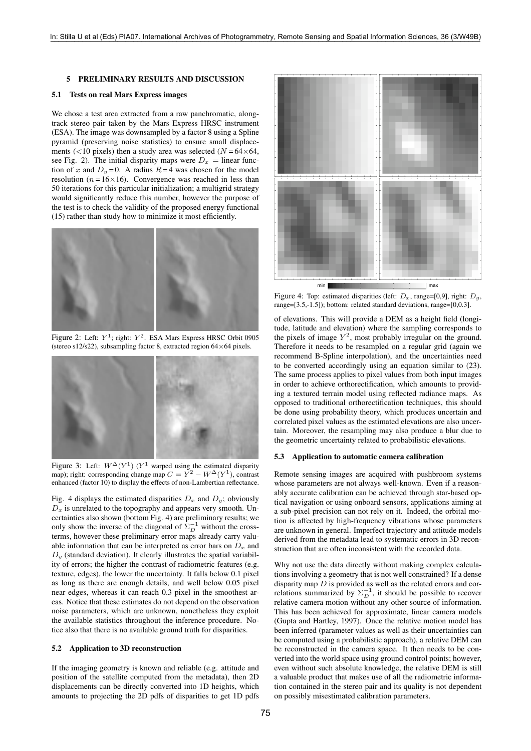## 5 PRELIMINARY RESULTS AND DISCUSSION

### 5.1 Tests on real Mars Express images

We chose a test area extracted from a raw panchromatic, along-track stereo pair taken by the Mars Express HRSC instrument (ESA). The image was downsampled by a factor 8 using a Spline pyramid (preserving noise statistics) to ensure small displacements (<10 pixels) then a study area was selected ($N = 64 \times 64$, see Fig. 2). The initial disparity maps were $D_x$ = linear function of $x$ and $D_y = 0$. A radius $R = 4$ was chosen for the model resolution ($n = 16 \times 16$). Convergence was reached in less than 50 iterations for this particular initialization; a multigrid strategy would significantly reduce this number, however the purpose of the test is to check the validity of the proposed energy functional (15) rather than study how to minimize it most efficiently.

Figure 2: Left: $Y^1$; right: $Y^2$. ESA Mars Express HRSC Orbit 0905 (stereo s12/s22), subsampling factor 8, extracted region 64×64 pixels.

Figure 3: Left: $W^{\Delta}(Y^1)$ ($Y^1$ warped using the estimated disparity map); right: corresponding change map $C = Y^2 - W^{\Delta}(Y^1)$, contrast enhanced (factor 10) to display the effects of non-Lambertian reflectance.

Fig. 4 displays the estimated disparities $D_x$ and $D_y$; obviously $D_x$ is unrelated to the topography and appears very smooth. Uncertainties also shown (bottom Fig. 4) are preliminary results; we only show the inverse of the diagonal of $\Sigma_D^{-1}$ without the cross-terms, however these preliminary error maps already carry valuable information that can be interpreted as error bars on $D_x$ and $D_y$ (standard deviation). It clearly illustrates the spatial variability of errors; the higher the contrast of radiometric features (e.g. texture, edges), the lower the uncertainty. It falls below 0.1 pixel as long as there are enough details, and well below 0.05 pixel near edges, whereas it can reach 0.3 pixel in the smoothest areas. Notice that these estimates do not depend on the observation noise parameters, which are unknown, nonetheless they exploit the available statistics throughout the inference procedure. Notice also that there is no available ground truth for disparities.

### 5.2 Application to 3D reconstruction

If the imaging geometry is known and reliable (e.g. attitude and position of the satellite computed from the metadata), then 2D displacements can be directly converted into 1D heights, which amounts to projecting the 2D pdfs of disparities to get 1D pdfs of elevations. This will provide a DEM as a height field (longitude, latitude and elevation) where the sampling corresponds to the pixels of image $Y^2$, most probably irregular on the ground. Therefore it needs to be resampled on a regular grid (again we recommend B-Spline interpolation), and the uncertainties need to be converted accordingly using an equation similar to (23). The same process applies to pixel values from both input images in order to achieve orthorectification, which amounts to providing a textured terrain model using reflected radiance maps. As opposed to traditional orthorectification techniques, this should be done using probability theory, which produces uncertain and correlated pixel values as the estimated elevations are also uncertain. Moreover, the resampling may also produce a blur due to the geometric uncertainty related to probabilistic elevations.

Figure 4: Top: estimated disparities (left: $D_x$, range=[0,9], right: $D_y$, range=[3.5,-1.5]); bottom: related standard deviations, range=[0,0.3].

### 5.3 Application to automatic camera calibration

Remote sensing images are acquired with pushbroom systems whose parameters are not always well-known. Even if a reasonably accurate calibration can be achieved through star-based optical navigation or using onboard sensors, applications aiming at a sub-pixel precision can not rely on it. Indeed, the orbital motion is affected by high-frequency vibrations whose parameters are unknown in general. Imperfect trajectory and attitude models derived from the metadata lead to systematic errors in 3D reconstruction that are often inconsistent with the recorded data.

Why not use the data directly without making complex calculations involving a geometry that is not well constrained? If a dense disparity map $D$ is provided as well as the related errors and correlations summarized by $\Sigma_D^{-1}$, it should be possible to recover relative camera motion without any other source of information. This has been achieved for approximate, linear camera models (Gupta and Hartley, 1997). Once the relative motion model has been inferred (parameter values as well as their uncertainties can be computed using a probabilistic approach), a relative DEM can be reconstructed in the camera space. It then needs to be converted into the world space using ground control points; however, even without such absolute knowledge, the relative DEM is still a valuable product that makes use of all the radiometric information contained in the stereo pair and its quality is not dependent on possibly misestimated calibration parameters.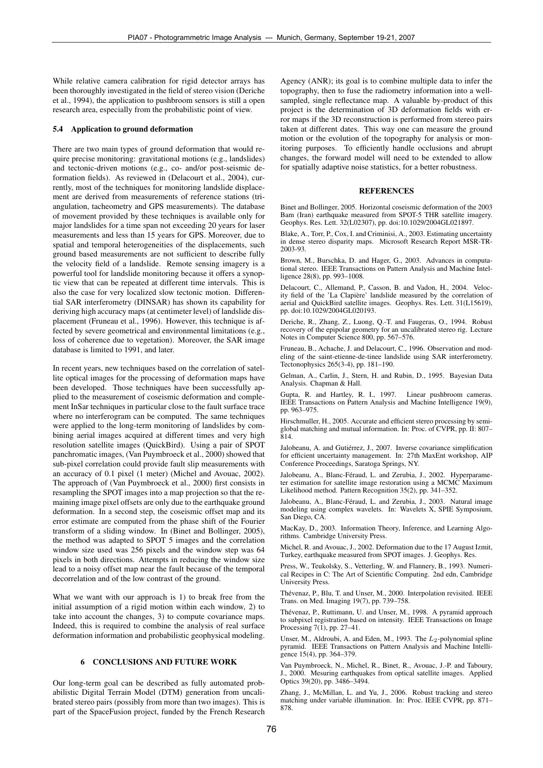While relative camera calibration for rigid detector arrays has been thoroughly investigated in the field of stereo vision (Deriche et al., 1994), the application to pushbroom sensors is still a open research area, especially from the probabilistic point of view.

### 5.4 Application to ground deformation

There are two main types of ground deformation that would require precise monitoring: gravitational motions (e.g., landslides) and tectonic-driven motions (e.g., co- and/or post-seismic deformation fields). As reviewed in (Delacourt et al., 2004), currently, most of the techniques for monitoring landslide displacement are derived from measurements of reference stations (triangulation, tacheometry and GPS measurements). The database of movement provided by these techniques is available only for major landslides for a time span not exceeding 20 years for laser measurements and less than 15 years for GPS. Moreover, due to spatial and temporal heterogeneities of the displacements, such ground based measurements are not sufficient to describe fully the velocity field of a landslide. Remote sensing imagery is a powerful tool for landslide monitoring because it offers a synoptic view that can be repeated at different time intervals. This is also the case for very localized slow tectonic motion. Differential SAR interferometry (DINSAR) has shown its capability for deriving high accuracy maps (at centimeter level) of landslide displacement (Fruneau et al., 1996). However, this technique is affected by severe geometrical and environmental limitations (e.g., loss of coherence due to vegetation). Moreover, the SAR image database is limited to 1991, and later.

In recent years, new techniques based on the correlation of satellite optical images for the processing of deformation maps have been developed. Those techniques have been successfully applied to the measurement of coseismic deformation and complement InSar techniques in particular close to the fault surface trace where no interferogram can be computed. The same techniques were applied to the long-term monitoring of landslides by combining aerial images acquired at different times and very high resolution satellite images (QuickBird). Using a pair of SPOT panchromatic images, (Van Puymbroeck et al., 2000) showed that sub-pixel correlation could provide fault slip measurements with an accuracy of 0.1 pixel (1 meter) (Michel and Avouac, 2002). The approach of (Van Puymbroeck et al., 2000) first consists in resampling the SPOT images into a map projection so that the remaining image pixel offsets are only due to the earthquake ground deformation. In a second step, the coseismic offset map and its error estimate are computed from the phase shift of the Fourier transform of a sliding window. In (Binet and Bollinger, 2005), the method was adapted to SPOT 5 images and the correlation window size used was 256 pixels and the window step was 64 pixels in both directions. Attempts in reducing the window size lead to a noisy offset map near the fault because of the temporal decorrelation and of the low contrast of the ground.

What we want with our approach is 1) to break free from the initial assumption of a rigid motion within each window, 2) to take into account the changes, 3) to compute covariance maps. Indeed, this is required to combine the analysis of real surface deformation information and probabilistic geophysical modeling.

## 6 CONCLUSIONS AND FUTURE WORK

Our long-term goal can be described as fully automated probabilistic Digital Terrain Model (DTM) generation from uncalibrated stereo pairs (possibly from more than two images). This is part of the SpaceFusion project, funded by the French Research Agency (ANR); its goal is to combine multiple data to infer the topography, then to fuse the radiometry information into a well-sampled, single reflectance map. A valuable by-product of this project is the determination of 3D deformation fields with error maps if the 3D reconstruction is performed from stereo pairs taken at different dates. This way one can measure the ground motion or the evolution of the topography for analysis or monitoring purposes. To efficiently handle occlusions and abrupt changes, the forward model will need to be extended to allow for spatially adaptive noise statistics, for a better robustness.

## REFERENCES

Binet and Bollinger, 2005. Horizontal coseismic deformation of the 2003 Bam (Iran) earthquake measured from SPOT-5 THR satellite imagery. Geophys. Res. Lett. 32(L02307), pp. doi:10.1029/2004GL021897.

Blake, A., Torr, P., Cox, I. and Criminisi, A., 2003. Estimating uncertainty in dense stereo disparity maps. Microsoft Research Report MSR-TR-2003-93.

Brown, M., Burschka, D. and Hager, G., 2003. Advances in computational stereo. IEEE Transactions on Pattern Analysis and Machine Intelligence 28(8), pp. 993–1008.

Delacourt, C., Allemand, P., Casson, B. and Vadon, H., 2004. Velocity field of the 'La Clapière' landslide measured by the correlation of aerial and QuickBird satellite images. Geophys. Res. Lett. 31(L15619), pp. doi:10.1029/2004GL020193.

Deriche, R., Zhang, Z., Luong, Q.-T. and Faugeras, O., 1994. Robust recovery of the epipolar geometry for an uncalibrated stereo rig. Lecture Notes in Computer Science 800, pp. 567–576.

Fruneau, B., Achache, J. and Delacourt, C., 1996. Observation and modeling of the saint-etienne-de-tinee landslide using SAR interferometry. Tectonophysics 265(3-4), pp. 181–190.

Gelman, A., Carlin, J., Stern, H. and Rubin, D., 1995. Bayesian Data Analysis. Chapman & Hall.

Gupta, R. and Hartley, R. I., 1997. Linear pushbroom cameras. IEEE Transactions on Pattern Analysis and Machine Intelligence 19(9), pp. 963–975.

Hirschmuller, H., 2005. Accurate and efficient stereo processing by semi-global matching and mutual information. In: Proc. of CVPR, pp. II: 807–814.

Jalobeanu, A. and Gutiérrez, J., 2007. Inverse covariance simplification for efficient uncertainty management. In: 27th MaxEnt workshop, AIP Conference Proceedings, Saratoga Springs, NY.

Jalobeanu, A., Blanc-Féraud, L. and Zerubia, J., 2002. Hyperparameter estimation for satellite image restoration using a MCMC Maximum Likelihood method. Pattern Recognition 35(2), pp. 341–352.

Jalobeanu, A., Blanc-Féraud, L. and Zerubia, J., 2003. Natural image modeling using complex wavelets. In: Wavelets X, SPIE Symposium, San Diego, CA.

MacKay, D., 2003. Information Theory, Inference, and Learning Algorithms. Cambridge University Press.

Michel, R. and Avouac, J., 2002. Deformation due to the 17 August Izmit, Turkey, earthquake measured from SPOT images. J. Geophys. Res.

Press, W., Teukolsky, S., Vetterling, W. and Flannery, B., 1993. Numerical Recipes in C: The Art of Scientific Computing. 2nd edn, Cambridge University Press.

Thévenaz, P., Blu, T. and Unser, M., 2000. Interpolation revisited. IEEE Trans. on Med. Imaging 19(7), pp. 739–758.

Thévenaz, P., Ruttimann, U. and Unser, M., 1998. A pyramid approach to subpixel registration based on intensity. IEEE Transactions on Image Processing 7(1), pp. 27–41.

Unser, M., Aldroubi, A. and Eden, M., 1993. The $L_2$-polynomial spline pyramid. IEEE Transactions on Pattern Analysis and Machine Intelligence 15(4), pp. 364–379.

Van Puymbroeck, N., Michel, R., Binet, R., Avouac, J.-P. and Taboury, J., 2000. Mesuring earthquakes from optical satellite images. Applied Optics 39(20), pp. 3486–3494.

Zhang, J., McMillan, L. and Yu, J., 2006. Robust tracking and stereo matching under variable illumination. In: Proc. IEEE CVPR, pp. 871–878.